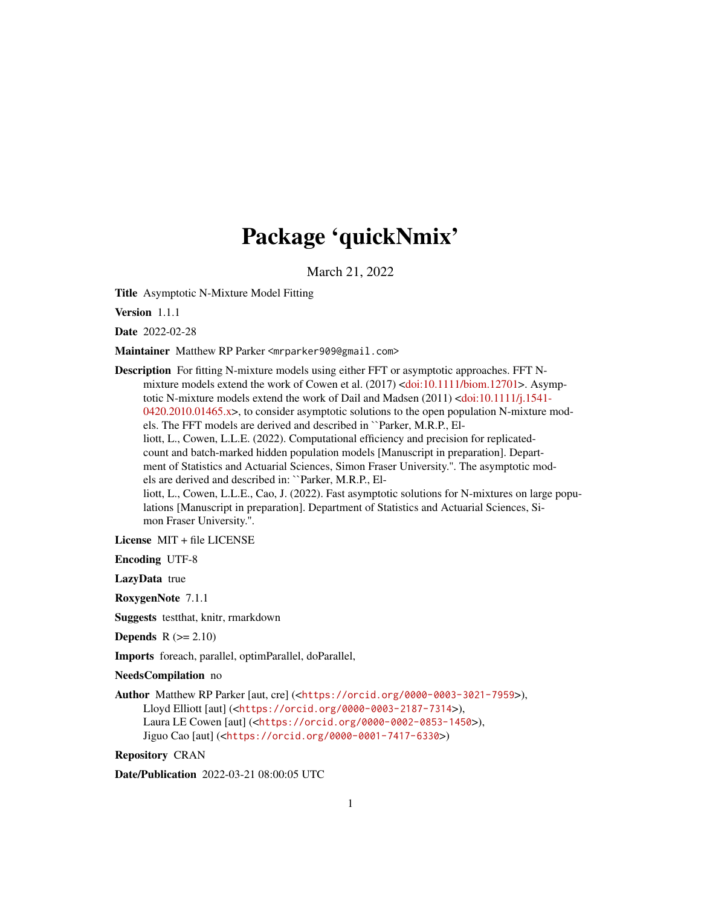# Package 'quickNmix'

March 21, 2022

**Title** Asymptotic N-Mixture Model Fitting

**Version** 1.1.1

**Date** 2022-02-28

**Maintainer** Matthew RP Parker <mrparker909@gmail.com>

**Description** For fitting N-mixture models using either FFT or asymptotic approaches. FFT N-mixture models extend the work of Cowen et al. (2017) <doi:10.1111/biom.12701>. Asymptotic N-mixture models extend the work of Dail and Madsen (2011) <doi:10.1111/j.1541-0420.2010.01465.x>, to consider asymptotic solutions to the open population N-mixture models. The FFT models are derived and described in ``Parker, M.R.P., Elliott, L., Cowen, L.L.E. (2022). Computational efficiency and precision for replicated-count and batch-marked hidden population models [Manuscript in preparation]. Department of Statistics and Actuarial Sciences, Simon Fraser University.''. The asymptotic models are derived and described in: ``Parker, M.R.P., Elliott, L., Cowen, L.L.E., Cao, J. (2022). Fast asymptotic solutions for N-mixtures on large populations [Manuscript in preparation]. Department of Statistics and Actuarial Sciences, Simon Fraser University.''.

**License** MIT + file LICENSE

**Encoding** UTF-8

**LazyData** true

**RoxygenNote** 7.1.1

**Suggests** testthat, knitr, rmarkdown

**Depends** R (>= 2.10)

**Imports** foreach, parallel, optimParallel, doParallel,

**NeedsCompilation** no

**Author** Matthew RP Parker [aut, cre] (<https://orcid.org/0000-0003-3021-7959>),
Lloyd Elliott [aut] (<https://orcid.org/0000-0003-2187-7314>),
Laura LE Cowen [aut] (<https://orcid.org/0000-0002-0853-1450>),
Jiguo Cao [aut] (<https://orcid.org/0000-0001-7417-6330>)

**Repository** CRAN

**Date/Publication** 2022-03-21 08:00:05 UTC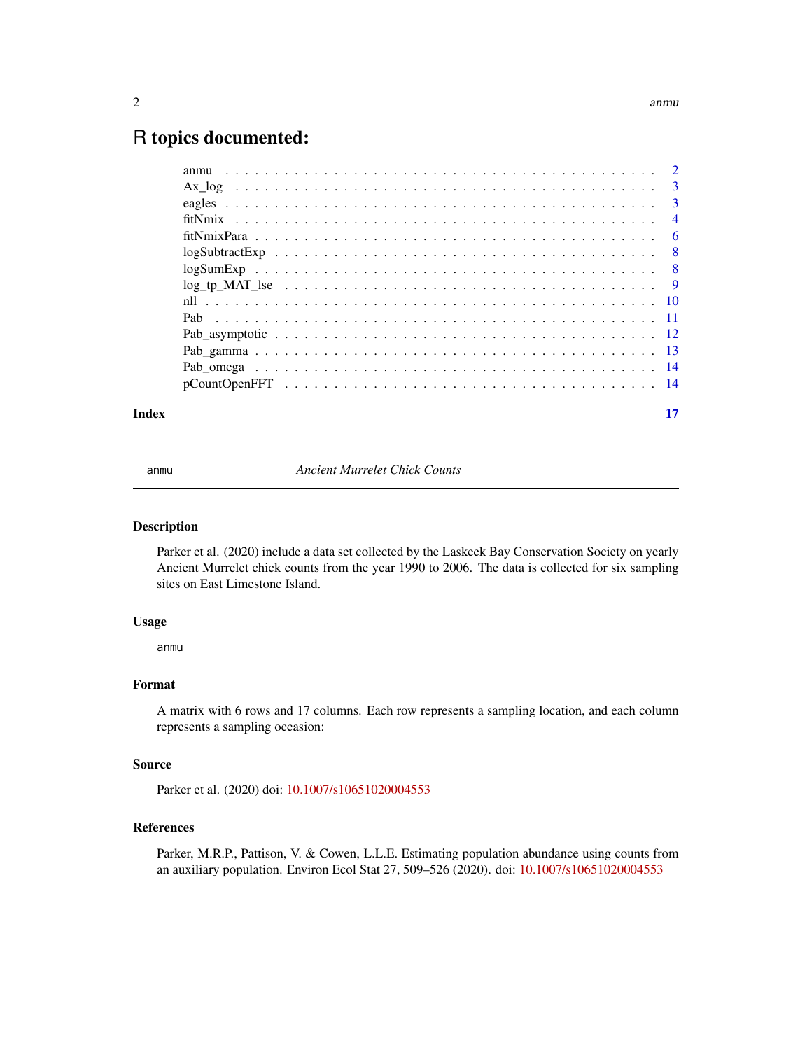# R topics documented:

| | |
|---|---|
| anmu | 2 |
| Ax_log | 3 |
| eagles | 3 |
| fitNmix | 4 |
| fitNmixPara | 6 |
| logSubtractExp | 8 |
| logSumExp | 8 |
| log_tp_MAT_lse | 9 |
| nll | 10 |
| Pab | 11 |
| Pab_asymptotic | 12 |
| Pab_gamma | 13 |
| Pab_omega | 14 |
| pCountOpenFFT | 14 |
| **Index** | **17** |

---

## anmu — *Ancient Murrelet Chick Counts*

---

### Description

Parker et al. (2020) include a data set collected by the Laskeek Bay Conservation Society on yearly Ancient Murrelet chick counts from the year 1990 to 2006. The data is collected for six sampling sites on East Limestone Island.

### Usage

```
anmu
```

### Format

A matrix with 6 rows and 17 columns. Each row represents a sampling location, and each column represents a sampling occasion:

### Source

Parker et al. (2020) doi: 10.1007/s10651020004553

### References

Parker, M.R.P., Pattison, V. & Cowen, L.L.E. Estimating population abundance using counts from an auxiliary population. Environ Ecol Stat 27, 509–526 (2020). doi: 10.1007/s10651020004553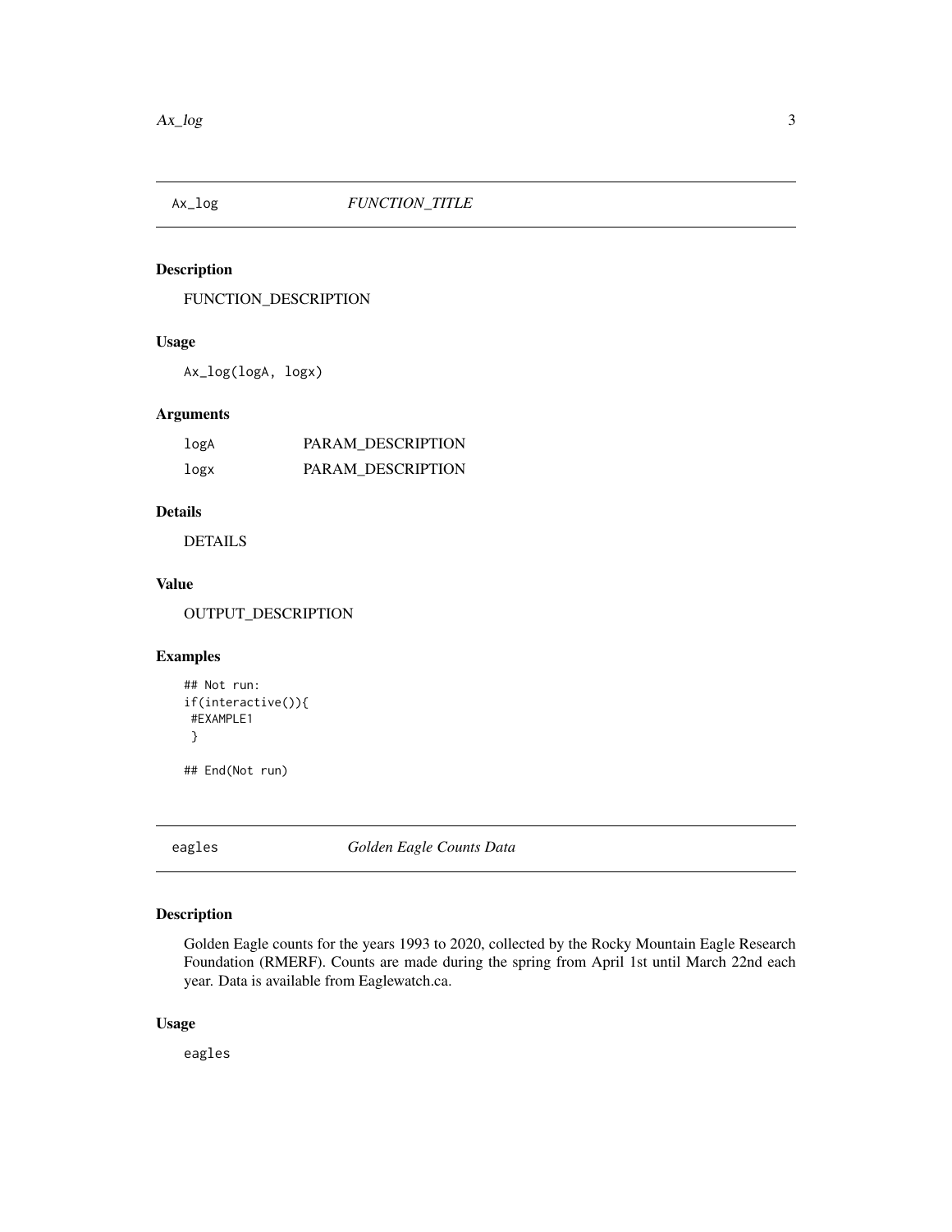## Ax_log *FUNCTION_TITLE*

### Description

FUNCTION_DESCRIPTION

### Usage

```
Ax_log(logA, logx)
```

### Arguments

| | |
|---|---|
| logA | PARAM_DESCRIPTION |
| logx | PARAM_DESCRIPTION |

### Details

DETAILS

### Value

OUTPUT_DESCRIPTION

### Examples

```
## Not run:
if(interactive()){
 #EXAMPLE1
 }

## End(Not run)
```

## eagles *Golden Eagle Counts Data*

### Description

Golden Eagle counts for the years 1993 to 2020, collected by the Rocky Mountain Eagle Research Foundation (RMERF). Counts are made during the spring from April 1st until March 22nd each year. Data is available from Eaglewatch.ca.

### Usage

```
eagles
```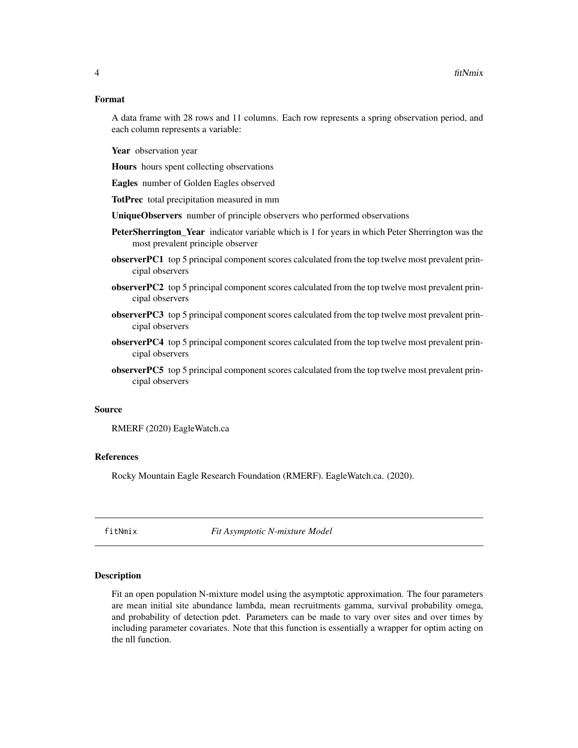### Format

A data frame with 28 rows and 11 columns. Each row represents a spring observation period, and each column represents a variable:

**Year** observation year

**Hours** hours spent collecting observations

**Eagles** number of Golden Eagles observed

**TotPrec** total precipitation measured in mm

**UniqueObservers** number of principle observers who performed observations

**PeterSherrington_Year** indicator variable which is 1 for years in which Peter Sherrington was the most prevalent principle observer

**observerPC1** top 5 principal component scores calculated from the top twelve most prevalent principal observers

**observerPC2** top 5 principal component scores calculated from the top twelve most prevalent principal observers

**observerPC3** top 5 principal component scores calculated from the top twelve most prevalent principal observers

**observerPC4** top 5 principal component scores calculated from the top twelve most prevalent principal observers

**observerPC5** top 5 principal component scores calculated from the top twelve most prevalent principal observers

### Source

RMERF (2020) EagleWatch.ca

### References

Rocky Mountain Eagle Research Foundation (RMERF). EagleWatch.ca. (2020).

---

## fitNmix *Fit Asymptotic N-mixture Model*

### Description

Fit an open population N-mixture model using the asymptotic approximation. The four parameters are mean initial site abundance lambda, mean recruitments gamma, survival probability omega, and probability of detection pdet. Parameters can be made to vary over sites and over times by including parameter covariates. Note that this function is essentially a wrapper for optim acting on the nll function.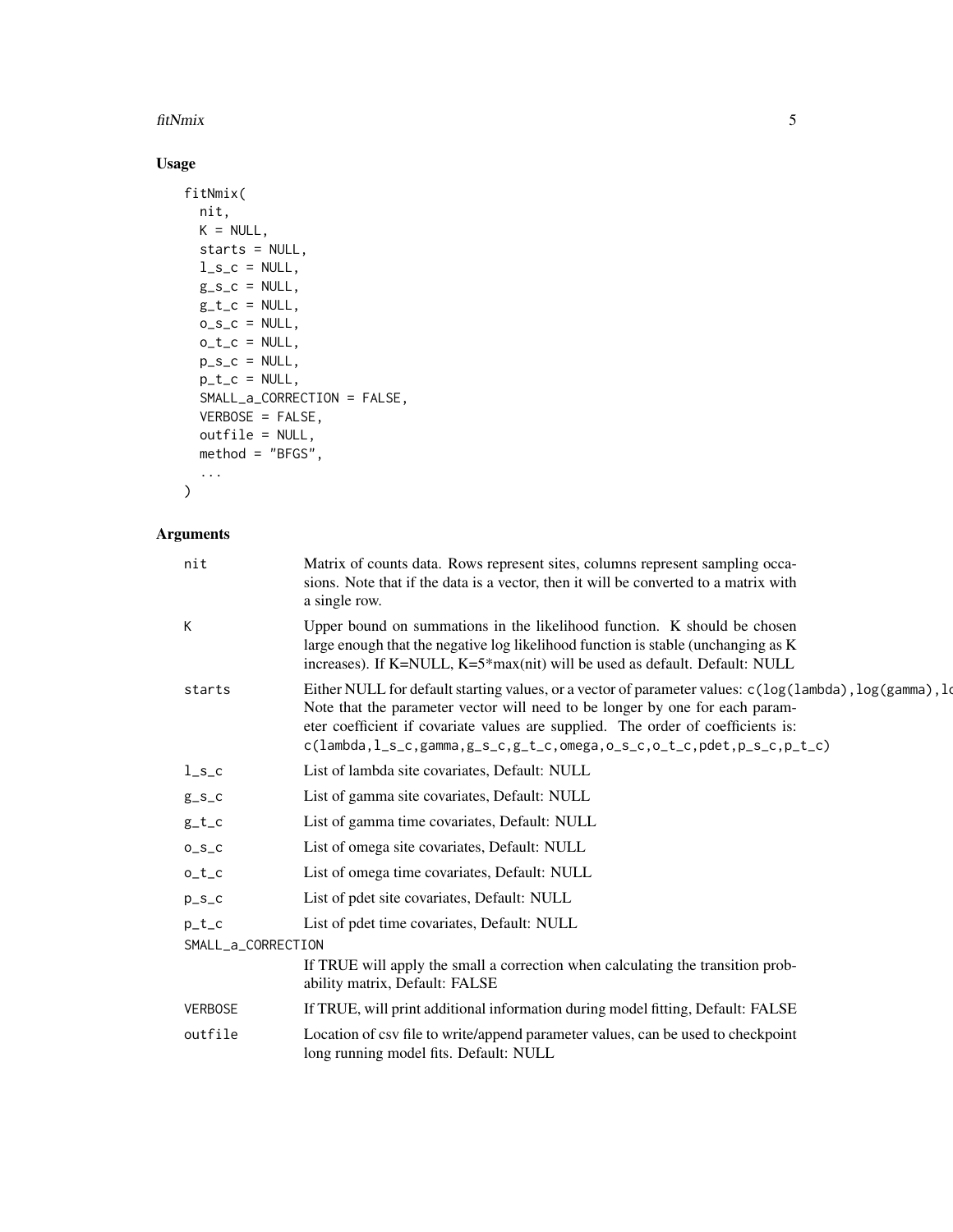## Usage

```
fitNmix(
  nit,
  K = NULL,
  starts = NULL,
  l_s_c = NULL,
  g_s_c = NULL,
  g_t_c = NULL,
  o_s_c = NULL,
  o_t_c = NULL,
  p_s_c = NULL,
  p_t_c = NULL,
  SMALL_a_CORRECTION = FALSE,
  VERBOSE = FALSE,
  outfile = NULL,
  method = "BFGS",
  ...
)
```

## Arguments

| Argument | Description |
|---|---|
| `nit` | Matrix of counts data. Rows represent sites, columns represent sampling occasions. Note that if the data is a vector, then it will be converted to a matrix with a single row. |
| `K` | Upper bound on summations in the likelihood function. K should be chosen large enough that the negative log likelihood function is stable (unchanging as K increases). If K=NULL, K=5*max(nit) will be used as default. Default: NULL |
| `starts` | Either NULL for default starting values, or a vector of parameter values: `c(log(lambda),log(gamma),lo` Note that the parameter vector will need to be longer by one for each parameter coefficient if covariate values are supplied. The order of coefficients is: `c(lambda,l_s_c,gamma,g_s_c,g_t_c,omega,o_s_c,o_t_c,pdet,p_s_c,p_t_c)` |
| `l_s_c` | List of lambda site covariates, Default: NULL |
| `g_s_c` | List of gamma site covariates, Default: NULL |
| `g_t_c` | List of gamma time covariates, Default: NULL |
| `o_s_c` | List of omega site covariates, Default: NULL |
| `o_t_c` | List of omega time covariates, Default: NULL |
| `p_s_c` | List of pdet site covariates, Default: NULL |
| `p_t_c` | List of pdet time covariates, Default: NULL |
| `SMALL_a_CORRECTION` | If TRUE will apply the small a correction when calculating the transition probability matrix, Default: FALSE |
| `VERBOSE` | If TRUE, will print additional information during model fitting, Default: FALSE |
| `outfile` | Location of csv file to write/append parameter values, can be used to checkpoint long running model fits. Default: NULL |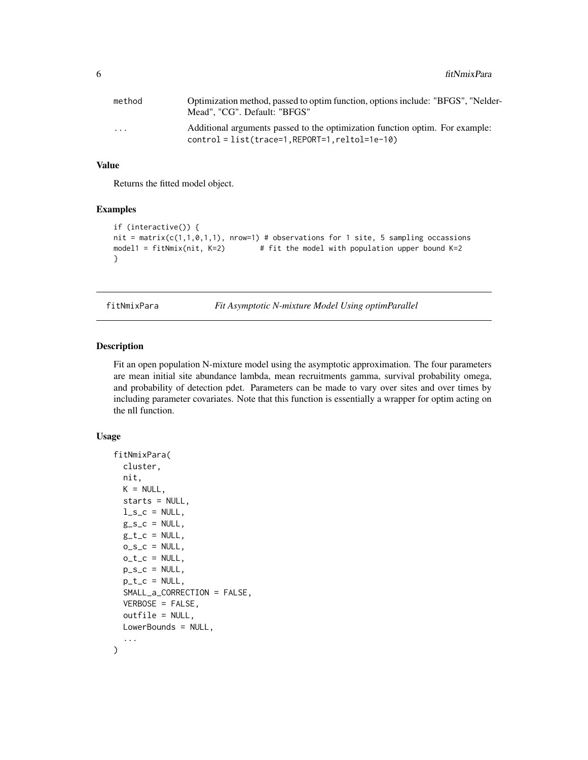| | |
|---|---|
| method | Optimization method, passed to optim function, options include: "BFGS", "Nelder-Mead", "CG". Default: "BFGS" |
| ... | Additional arguments passed to the optimization function optim. For example: `control = list(trace=1,REPORT=1,reltol=1e-10)` |

### Value

Returns the fitted model object.

### Examples

```
if (interactive()) {
nit = matrix(c(1,1,0,1,1), nrow=1) # observations for 1 site, 5 sampling occassions
model1 = fitNmix(nit, K=2)        # fit the model with population upper bound K=2
}
```

---

## fitNmixPara — *Fit Asymptotic N-mixture Model Using optimParallel*

---

### Description

Fit an open population N-mixture model using the asymptotic approximation. The four parameters are mean initial site abundance lambda, mean recruitments gamma, survival probability omega, and probability of detection pdet. Parameters can be made to vary over sites and over times by including parameter covariates. Note that this function is essentially a wrapper for optim acting on the nll function.

### Usage

```
fitNmixPara(
  cluster,
  nit,
  K = NULL,
  starts = NULL,
  l_s_c = NULL,
  g_s_c = NULL,
  g_t_c = NULL,
  o_s_c = NULL,
  o_t_c = NULL,
  p_s_c = NULL,
  p_t_c = NULL,
  SMALL_a_CORRECTION = FALSE,
  VERBOSE = FALSE,
  outfile = NULL,
  LowerBounds = NULL,
  ...
)
```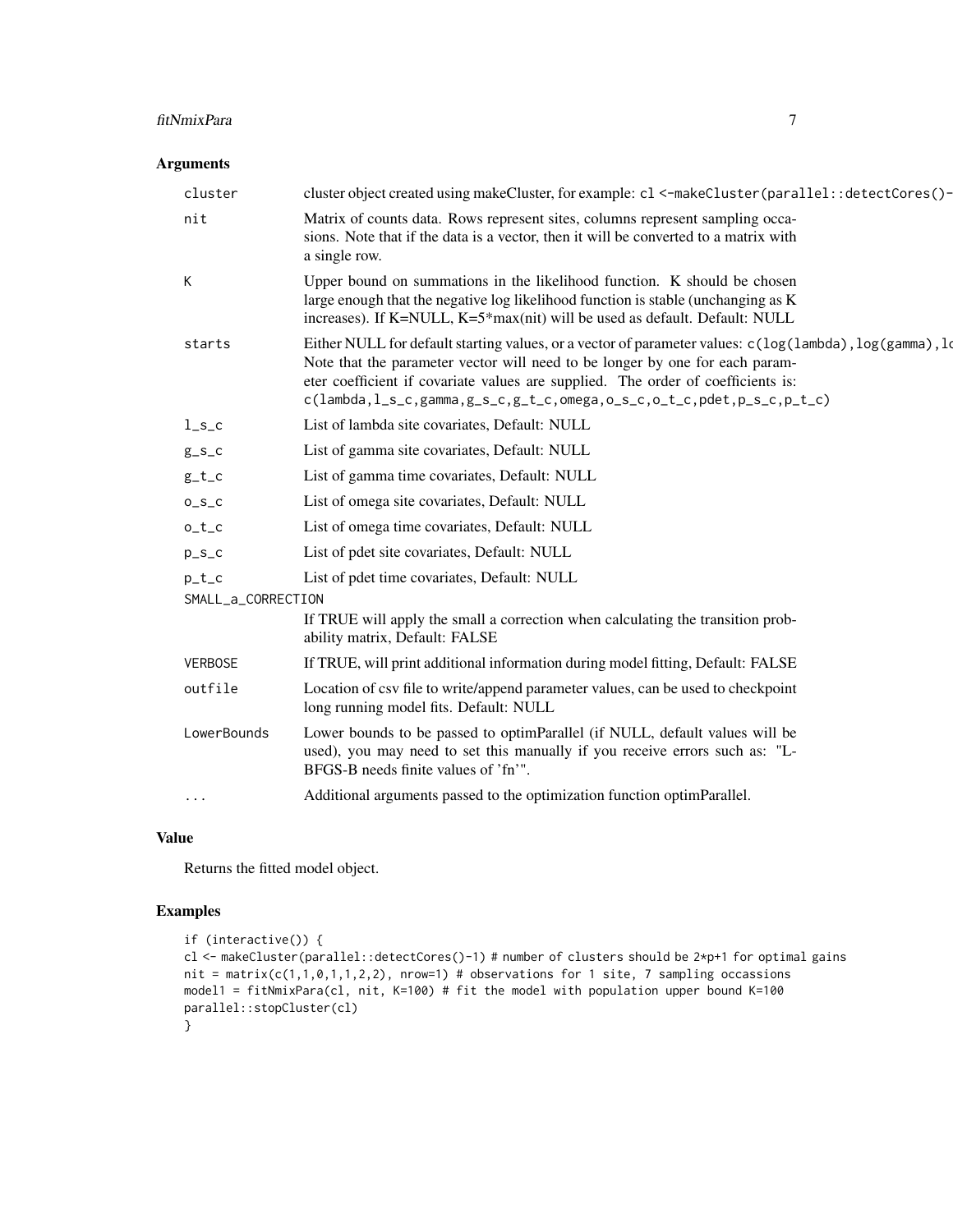## Arguments

| | |
|---|---|
| `cluster` | cluster object created using makeCluster, for example: `cl <-makeCluster(parallel::detectCores()-` |
| `nit` | Matrix of counts data. Rows represent sites, columns represent sampling occasions. Note that if the data is a vector, then it will be converted to a matrix with a single row. |
| `K` | Upper bound on summations in the likelihood function. K should be chosen large enough that the negative log likelihood function is stable (unchanging as K increases). If K=NULL, K=5*max(nit) will be used as default. Default: NULL |
| `starts` | Either NULL for default starting values, or a vector of parameter values: `c(log(lambda),log(gamma),lo` Note that the parameter vector will need to be longer by one for each parameter coefficient if covariate values are supplied. The order of coefficients is: `c(lambda,l_s_c,gamma,g_s_c,g_t_c,omega,o_s_c,o_t_c,pdet,p_s_c,p_t_c)` |
| `l_s_c` | List of lambda site covariates, Default: NULL |
| `g_s_c` | List of gamma site covariates, Default: NULL |
| `g_t_c` | List of gamma time covariates, Default: NULL |
| `o_s_c` | List of omega site covariates, Default: NULL |
| `o_t_c` | List of omega time covariates, Default: NULL |
| `p_s_c` | List of pdet site covariates, Default: NULL |
| `p_t_c` | List of pdet time covariates, Default: NULL |
| `SMALL_a_CORRECTION` | If TRUE will apply the small a correction when calculating the transition probability matrix, Default: FALSE |
| `VERBOSE` | If TRUE, will print additional information during model fitting, Default: FALSE |
| `outfile` | Location of csv file to write/append parameter values, can be used to checkpoint long running model fits. Default: NULL |
| `LowerBounds` | Lower bounds to be passed to optimParallel (if NULL, default values will be used), you may need to set this manually if you receive errors such as: "L-BFGS-B needs finite values of 'fn'". |
| `...` | Additional arguments passed to the optimization function optimParallel. |

## Value

Returns the fitted model object.

## Examples

```
if (interactive()) {
cl <- makeCluster(parallel::detectCores()-1) # number of clusters should be 2*p+1 for optimal gains
nit = matrix(c(1,1,0,1,1,2,2), nrow=1) # observations for 1 site, 7 sampling occassions
model1 = fitNmixPara(cl, nit, K=100) # fit the model with population upper bound K=100
parallel::stopCluster(cl)
}
```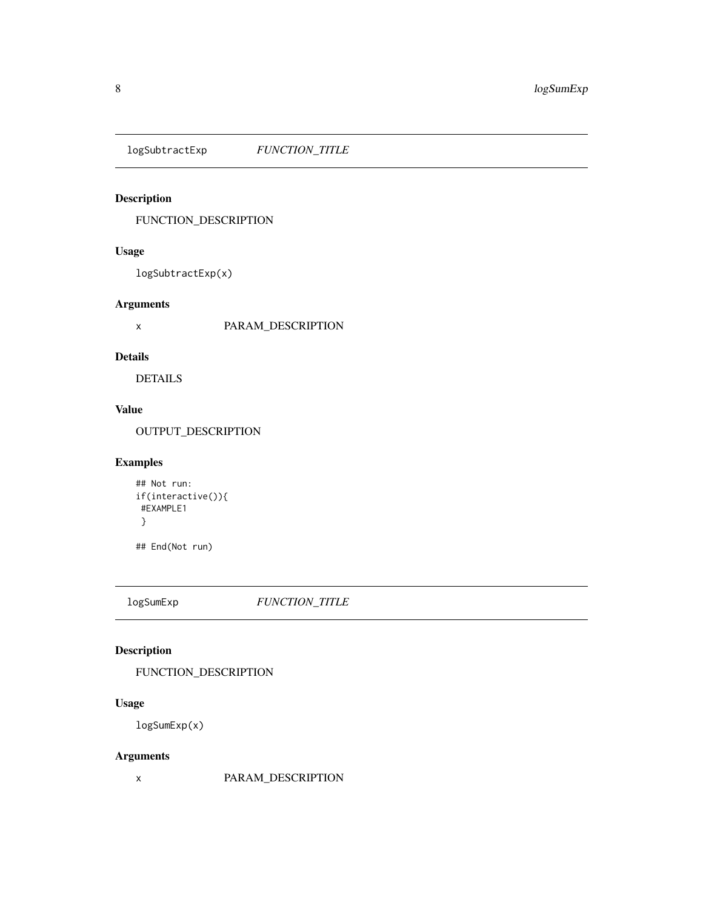## logSubtractExp *FUNCTION_TITLE*

### Description

FUNCTION_DESCRIPTION

### Usage

```
logSubtractExp(x)
```

### Arguments

| | |
|---|---|
| x | PARAM_DESCRIPTION |

### Details

DETAILS

### Value

OUTPUT_DESCRIPTION

### Examples

```
## Not run:
if(interactive()){
 #EXAMPLE1
 }

## End(Not run)
```

## logSumExp *FUNCTION_TITLE*

### Description

FUNCTION_DESCRIPTION

### Usage

```
logSumExp(x)
```

### Arguments

| | |
|---|---|
| x | PARAM_DESCRIPTION |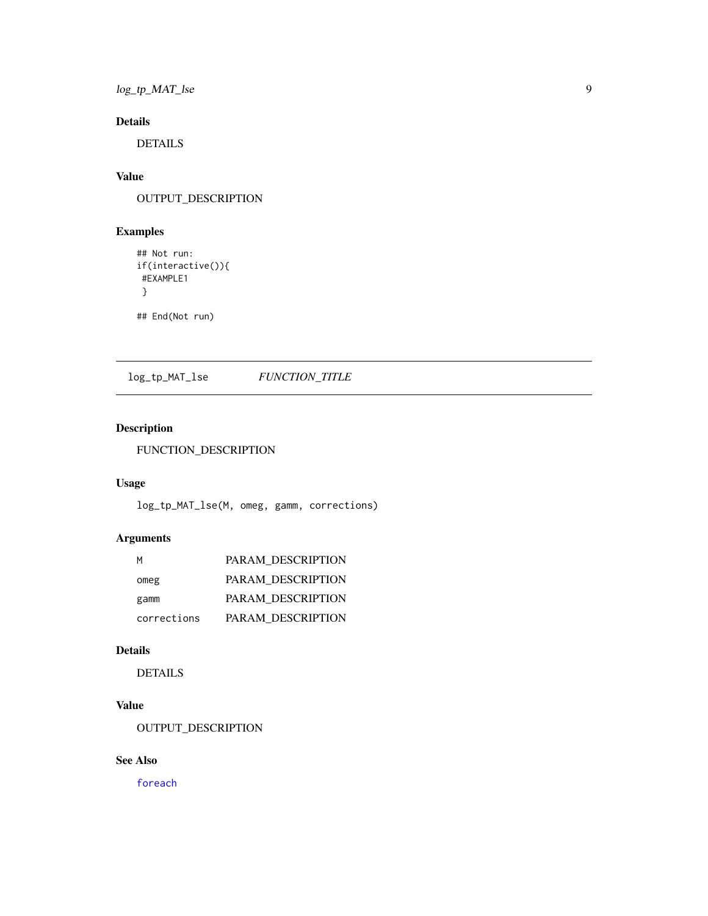### Details

DETAILS

### Value

OUTPUT_DESCRIPTION

### Examples

```
## Not run:
if(interactive()){
 #EXAMPLE1
 }

## End(Not run)
```

---

## log_tp_MAT_lse    *FUNCTION_TITLE*

---

### Description

FUNCTION_DESCRIPTION

### Usage

```
log_tp_MAT_lse(M, omeg, gamm, corrections)
```

### Arguments

| | |
|---|---|
| M | PARAM_DESCRIPTION |
| omeg | PARAM_DESCRIPTION |
| gamm | PARAM_DESCRIPTION |
| corrections | PARAM_DESCRIPTION |

### Details

DETAILS

### Value

OUTPUT_DESCRIPTION

### See Also

foreach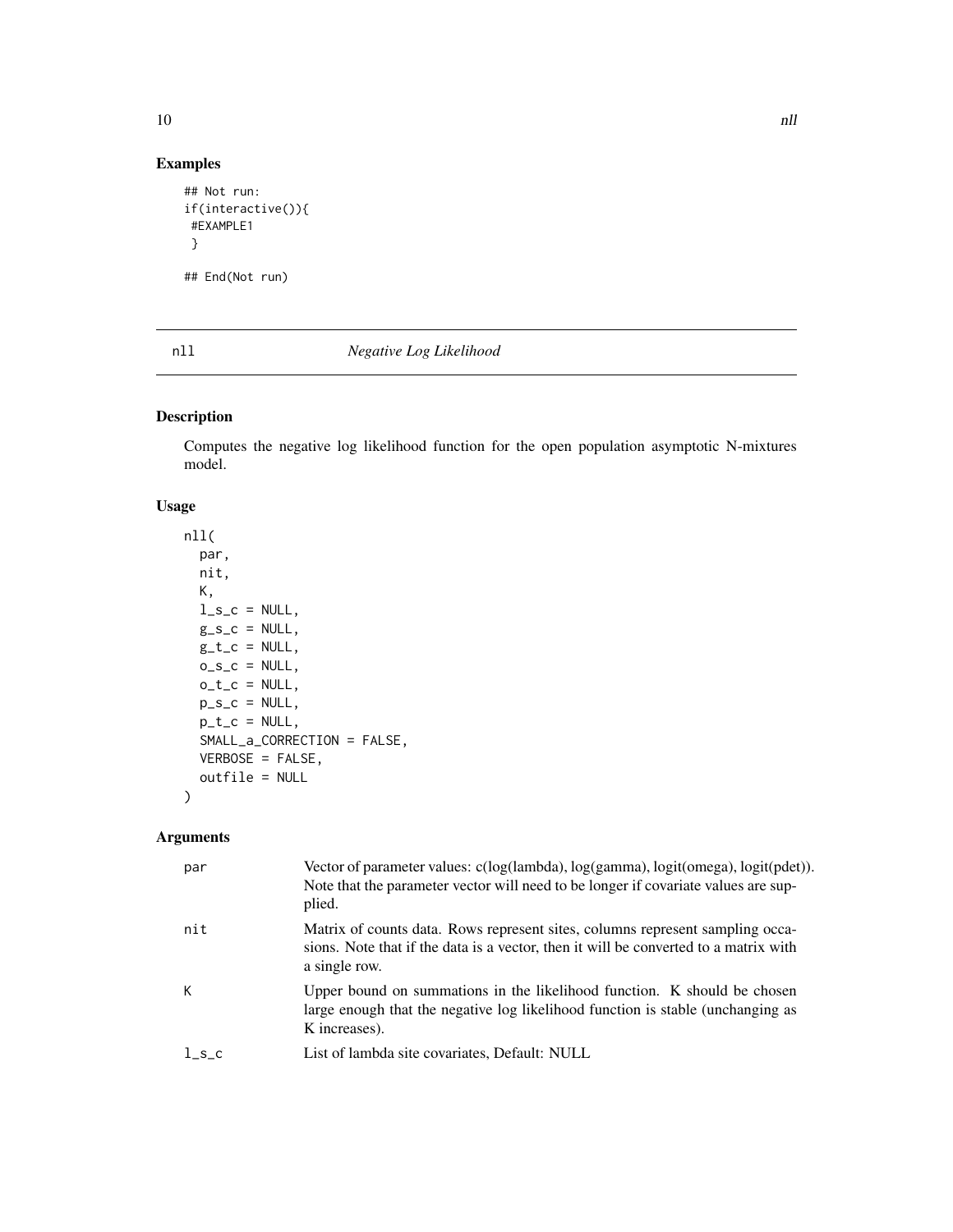## Examples

```
## Not run:
if(interactive()){
 #EXAMPLE1
 }

## End(Not run)
```

---

## nll — *Negative Log Likelihood*

### Description

Computes the negative log likelihood function for the open population asymptotic N-mixtures model.

### Usage

```
nll(
  par,
  nit,
  K,
  l_s_c = NULL,
  g_s_c = NULL,
  g_t_c = NULL,
  o_s_c = NULL,
  o_t_c = NULL,
  p_s_c = NULL,
  p_t_c = NULL,
  SMALL_a_CORRECTION = FALSE,
  VERBOSE = FALSE,
  outfile = NULL
)
```

### Arguments

| | |
|---|---|
| par | Vector of parameter values: c(log(lambda), log(gamma), logit(omega), logit(pdet)). Note that the parameter vector will need to be longer if covariate values are supplied. |
| nit | Matrix of counts data. Rows represent sites, columns represent sampling occasions. Note that if the data is a vector, then it will be converted to a matrix with a single row. |
| K | Upper bound on summations in the likelihood function. K should be chosen large enough that the negative log likelihood function is stable (unchanging as K increases). |
| l_s_c | List of lambda site covariates, Default: NULL |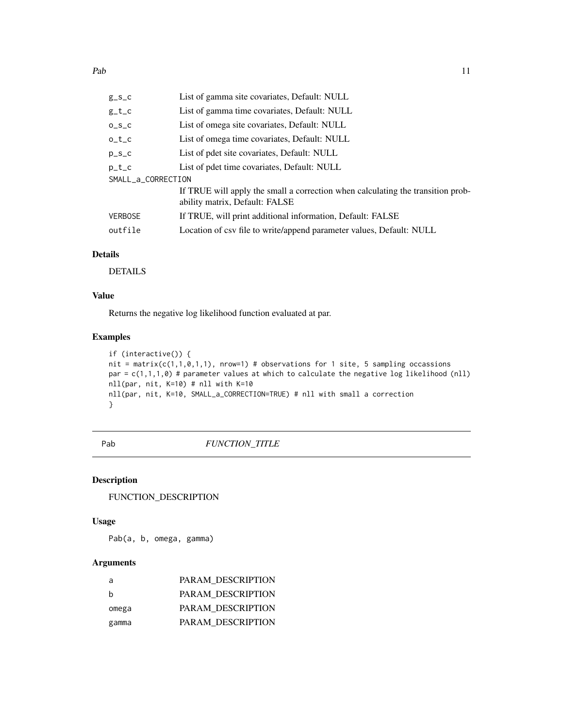| | |
|---|---|
| g_s_c | List of gamma site covariates, Default: NULL |
| g_t_c | List of gamma time covariates, Default: NULL |
| o_s_c | List of omega site covariates, Default: NULL |
| o_t_c | List of omega time covariates, Default: NULL |
| p_s_c | List of pdet site covariates, Default: NULL |
| p_t_c | List of pdet time covariates, Default: NULL |
| SMALL_a_CORRECTION | If TRUE will apply the small a correction when calculating the transition probability matrix, Default: FALSE |
| VERBOSE | If TRUE, will print additional information, Default: FALSE |
| outfile | Location of csv file to write/append parameter values, Default: NULL |

### Details

DETAILS

### Value

Returns the negative log likelihood function evaluated at par.

### Examples

```
if (interactive()) {
nit = matrix(c(1,1,0,1,1), nrow=1) # observations for 1 site, 5 sampling occassions
par = c(1,1,1,0) # parameter values at which to calculate the negative log likelihood (nll)
nll(par, nit, K=10) # nll with K=10
nll(par, nit, K=10, SMALL_a_CORRECTION=TRUE) # nll with small a correction
}
```

## Pab    *FUNCTION_TITLE*

### Description

FUNCTION_DESCRIPTION

### Usage

```
Pab(a, b, omega, gamma)
```

### Arguments

| | |
|---|---|
| a | PARAM_DESCRIPTION |
| b | PARAM_DESCRIPTION |
| omega | PARAM_DESCRIPTION |
| gamma | PARAM_DESCRIPTION |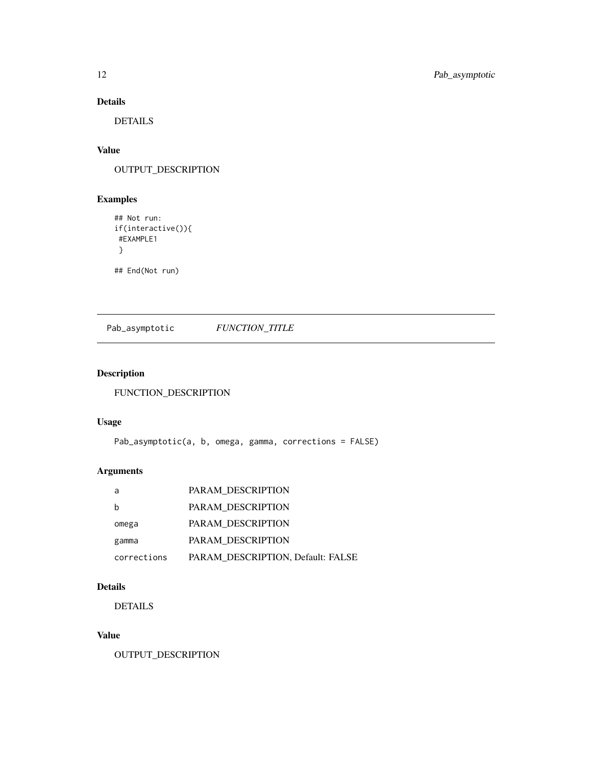### Details

DETAILS

### Value

OUTPUT_DESCRIPTION

### Examples

```
## Not run:
if(interactive()){
 #EXAMPLE1
 }

## End(Not run)
```

---

## Pab_asymptotic    *FUNCTION_TITLE*

---

### Description

FUNCTION_DESCRIPTION

### Usage

```
Pab_asymptotic(a, b, omega, gamma, corrections = FALSE)
```

### Arguments

| | |
|---|---|
| a | PARAM_DESCRIPTION |
| b | PARAM_DESCRIPTION |
| omega | PARAM_DESCRIPTION |
| gamma | PARAM_DESCRIPTION |
| corrections | PARAM_DESCRIPTION, Default: FALSE |

### Details

DETAILS

### Value

OUTPUT_DESCRIPTION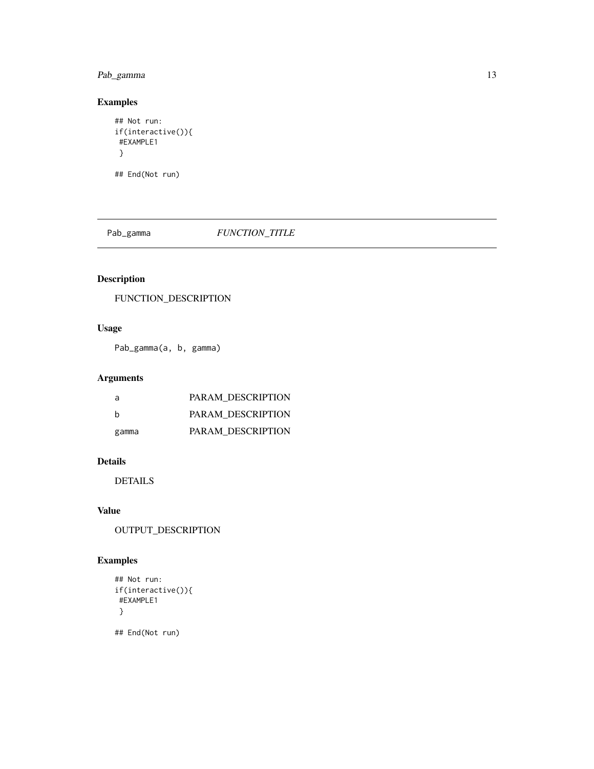## Examples

```
## Not run:
if(interactive()){
 #EXAMPLE1
 }

## End(Not run)
```

---

Pab_gamma *FUNCTION_TITLE*

---

## Description

FUNCTION_DESCRIPTION

## Usage

```
Pab_gamma(a, b, gamma)
```

## Arguments

| | |
|---|---|
| a | PARAM_DESCRIPTION |
| b | PARAM_DESCRIPTION |
| gamma | PARAM_DESCRIPTION |

## Details

DETAILS

## Value

OUTPUT_DESCRIPTION

## Examples

```
## Not run:
if(interactive()){
 #EXAMPLE1
 }

## End(Not run)
```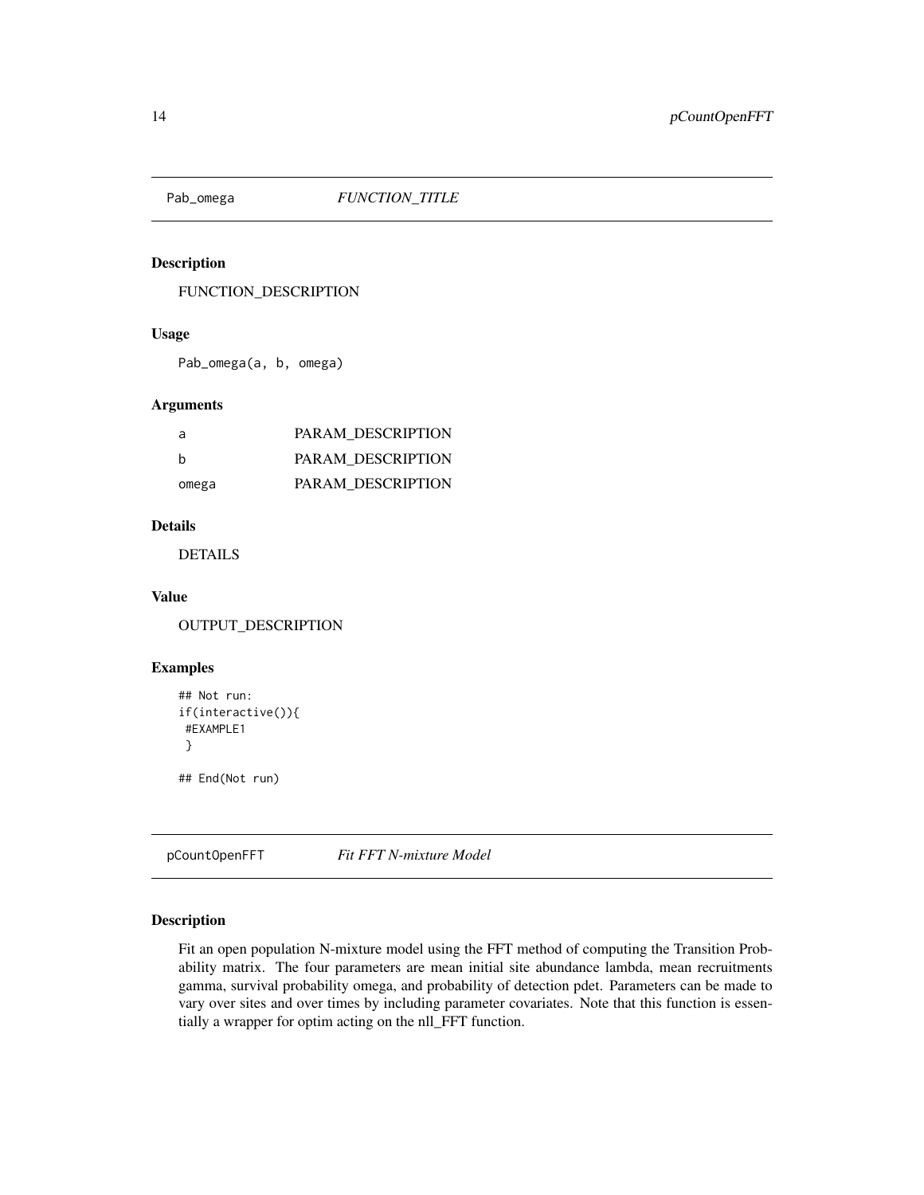## Pab_omega *FUNCTION_TITLE*

### Description

FUNCTION_DESCRIPTION

### Usage

```
Pab_omega(a, b, omega)
```

### Arguments

| | |
|---|---|
| a | PARAM_DESCRIPTION |
| b | PARAM_DESCRIPTION |
| omega | PARAM_DESCRIPTION |

### Details

DETAILS

### Value

OUTPUT_DESCRIPTION

### Examples

```
## Not run:
if(interactive()){
 #EXAMPLE1
 }

## End(Not run)
```

## pCountOpenFFT *Fit FFT N-mixture Model*

### Description

Fit an open population N-mixture model using the FFT method of computing the Transition Probability matrix. The four parameters are mean initial site abundance lambda, mean recruitments gamma, survival probability omega, and probability of detection pdet. Parameters can be made to vary over sites and over times by including parameter covariates. Note that this function is essentially a wrapper for optim acting on the nll_FFT function.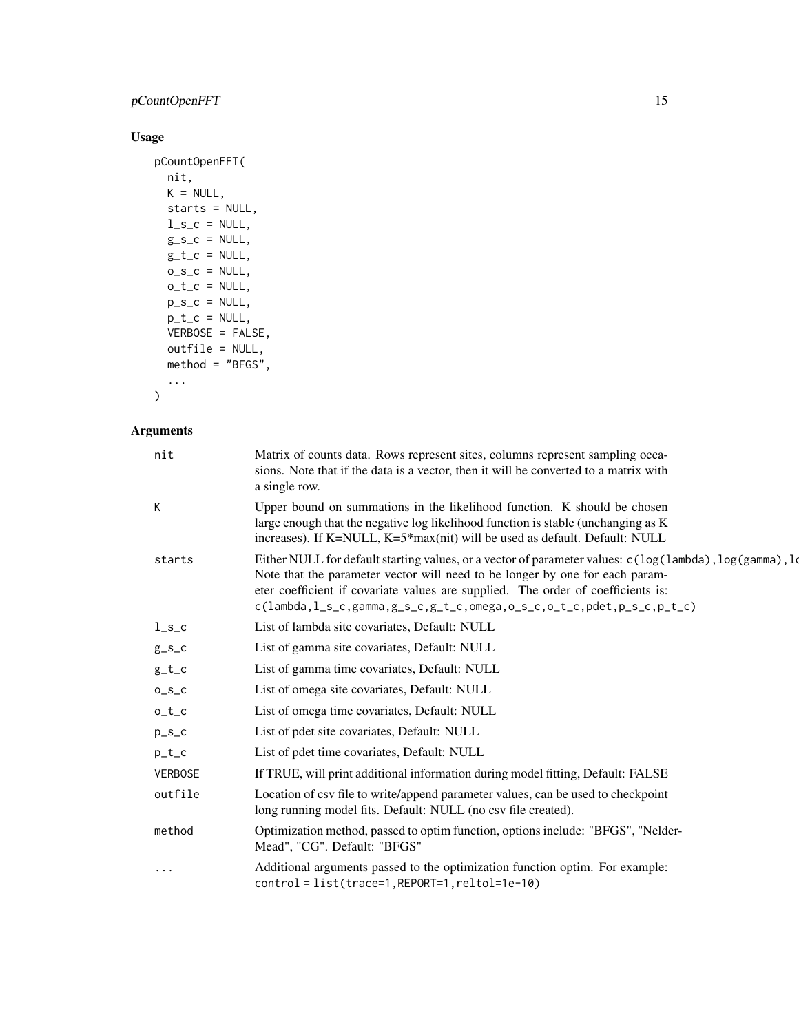## Usage

```
pCountOpenFFT(
  nit,
  K = NULL,
  starts = NULL,
  l_s_c = NULL,
  g_s_c = NULL,
  g_t_c = NULL,
  o_s_c = NULL,
  o_t_c = NULL,
  p_s_c = NULL,
  p_t_c = NULL,
  VERBOSE = FALSE,
  outfile = NULL,
  method = "BFGS",
  ...
)
```

## Arguments

| Argument | Description |
| --- | --- |
| `nit` | Matrix of counts data. Rows represent sites, columns represent sampling occasions. Note that if the data is a vector, then it will be converted to a matrix with a single row. |
| `K` | Upper bound on summations in the likelihood function. K should be chosen large enough that the negative log likelihood function is stable (unchanging as K increases). If K=NULL, K=5*max(nit) will be used as default. Default: NULL |
| `starts` | Either NULL for default starting values, or a vector of parameter values: `c(log(lambda),log(gamma),lo` Note that the parameter vector will need to be longer by one for each parameter coefficient if covariate values are supplied. The order of coefficients is: `c(lambda,l_s_c,gamma,g_s_c,g_t_c,omega,o_s_c,o_t_c,pdet,p_s_c,p_t_c)` |
| `l_s_c` | List of lambda site covariates, Default: NULL |
| `g_s_c` | List of gamma site covariates, Default: NULL |
| `g_t_c` | List of gamma time covariates, Default: NULL |
| `o_s_c` | List of omega site covariates, Default: NULL |
| `o_t_c` | List of omega time covariates, Default: NULL |
| `p_s_c` | List of pdet site covariates, Default: NULL |
| `p_t_c` | List of pdet time covariates, Default: NULL |
| `VERBOSE` | If TRUE, will print additional information during model fitting, Default: FALSE |
| `outfile` | Location of csv file to write/append parameter values, can be used to checkpoint long running model fits. Default: NULL (no csv file created). |
| `method` | Optimization method, passed to optim function, options include: "BFGS", "Nelder-Mead", "CG". Default: "BFGS" |
| `...` | Additional arguments passed to the optimization function optim. For example: `control = list(trace=1,REPORT=1,reltol=1e-10)` |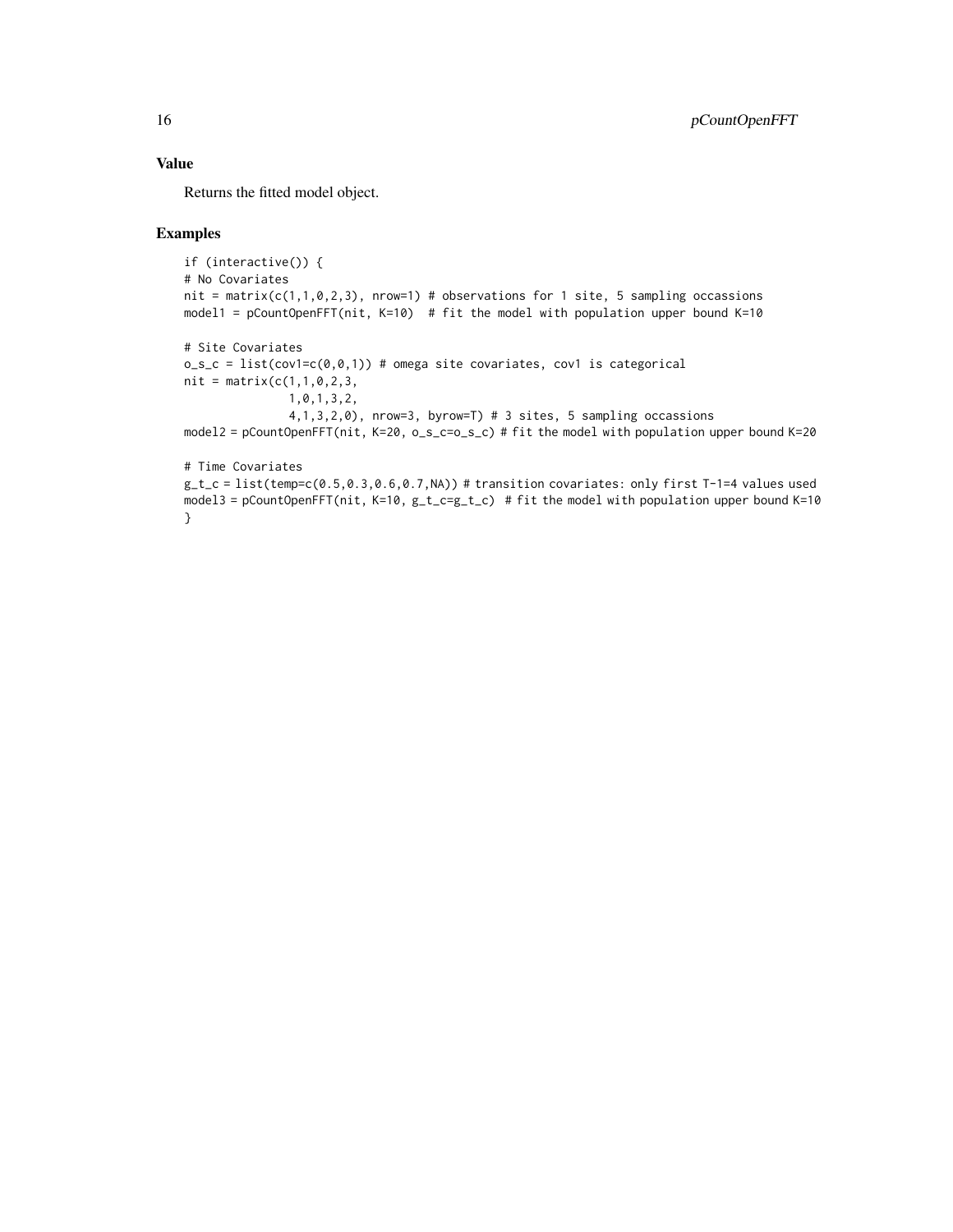## Value

Returns the fitted model object.

## Examples

```
if (interactive()) {
# No Covariates
nit = matrix(c(1,1,0,2,3), nrow=1) # observations for 1 site, 5 sampling occassions
model1 = pCountOpenFFT(nit, K=10)  # fit the model with population upper bound K=10

# Site Covariates
o_s_c = list(cov1=c(0,0,1)) # omega site covariates, cov1 is categorical
nit = matrix(c(1,1,0,2,3,
               1,0,1,3,2,
               4,1,3,2,0), nrow=3, byrow=T) # 3 sites, 5 sampling occassions
model2 = pCountOpenFFT(nit, K=20, o_s_c=o_s_c) # fit the model with population upper bound K=20

# Time Covariates
g_t_c = list(temp=c(0.5,0.3,0.6,0.7,NA)) # transition covariates: only first T-1=4 values used
model3 = pCountOpenFFT(nit, K=10, g_t_c=g_t_c)  # fit the model with population upper bound K=10
}
```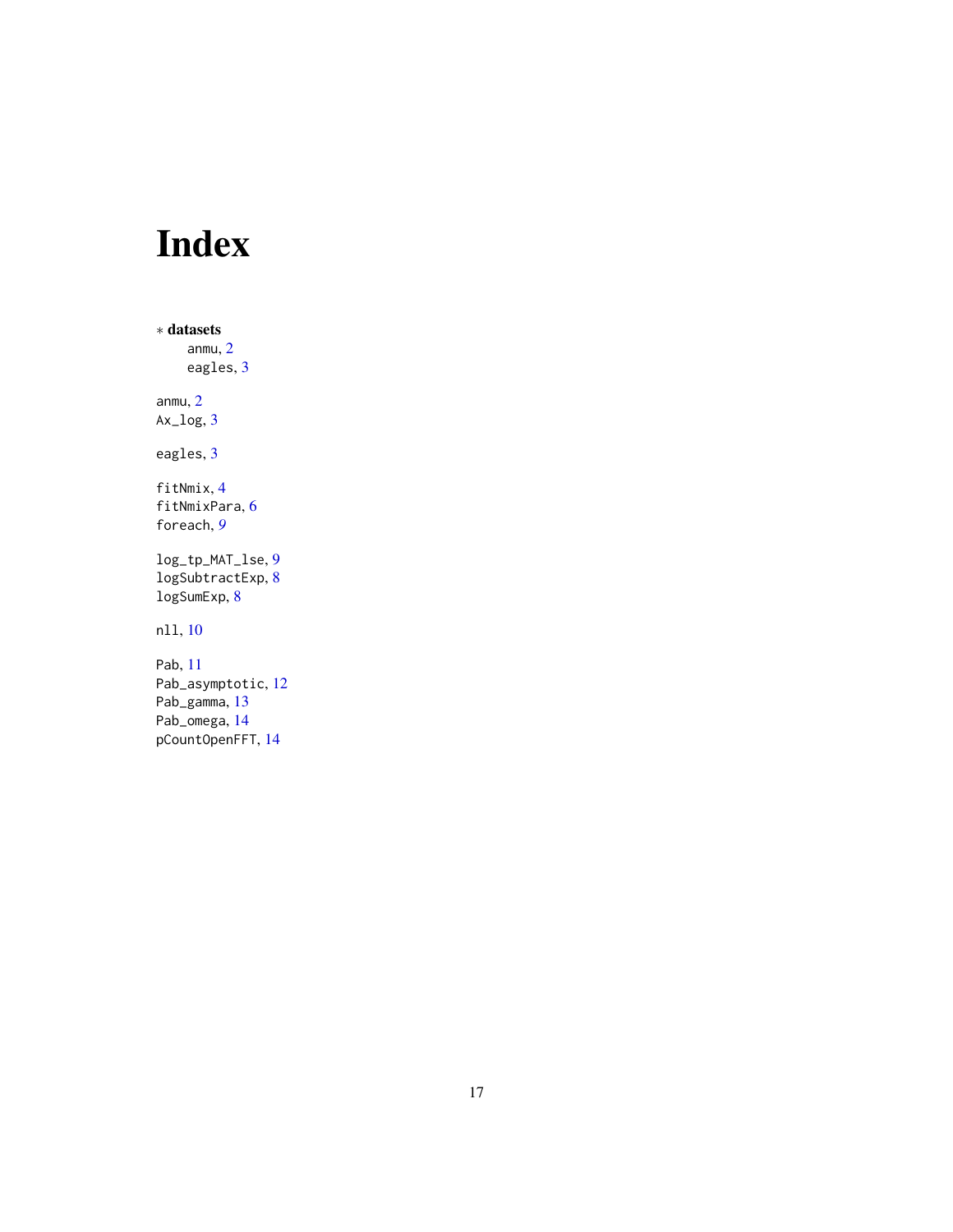# Index

∗ **datasets**
  anmu, 2
  eagles, 3

anmu, 2
Ax_log, 3

eagles, 3

fitNmix, 4
fitNmixPara, 6
foreach, *9*

log_tp_MAT_lse, 9
logSubtractExp, 8
logSumExp, 8

nll, 10

Pab, 11
Pab_asymptotic, 12
Pab_gamma, 13
Pab_omega, 14
pCountOpenFFT, 14